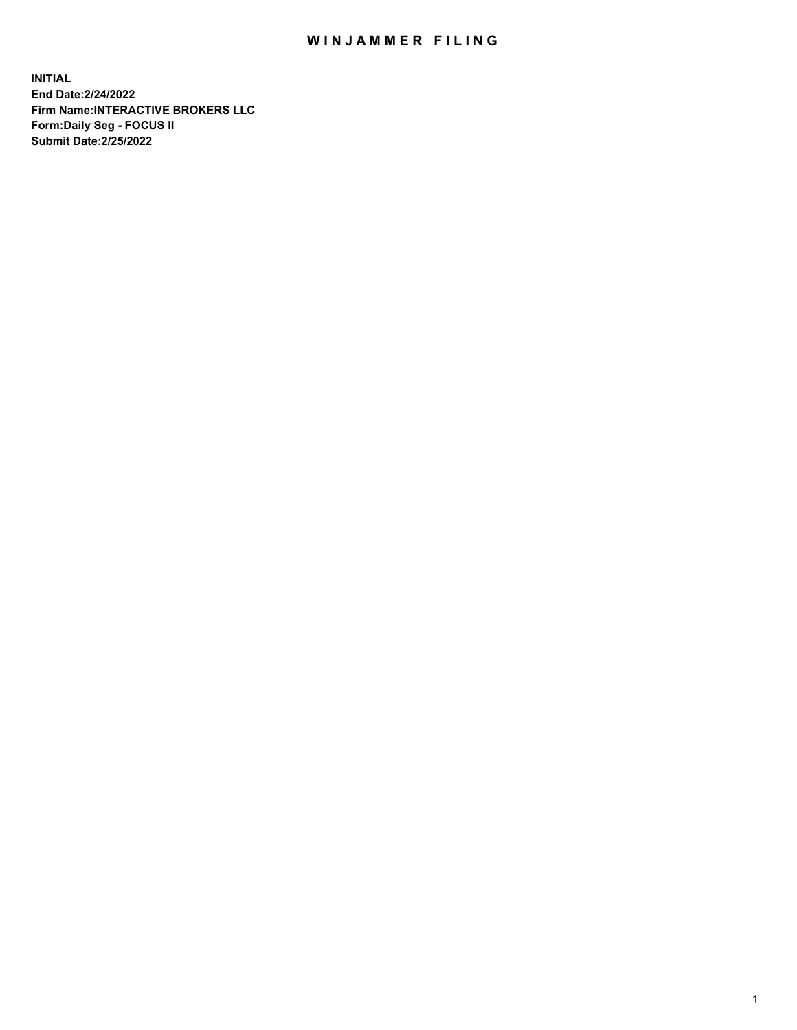# WINJAMMER FILING

**INITIAL**
**End Date:2/24/2022**
**Firm Name:INTERACTIVE BROKERS LLC**
**Form:Daily Seg - FOCUS II**
**Submit Date:2/25/2022**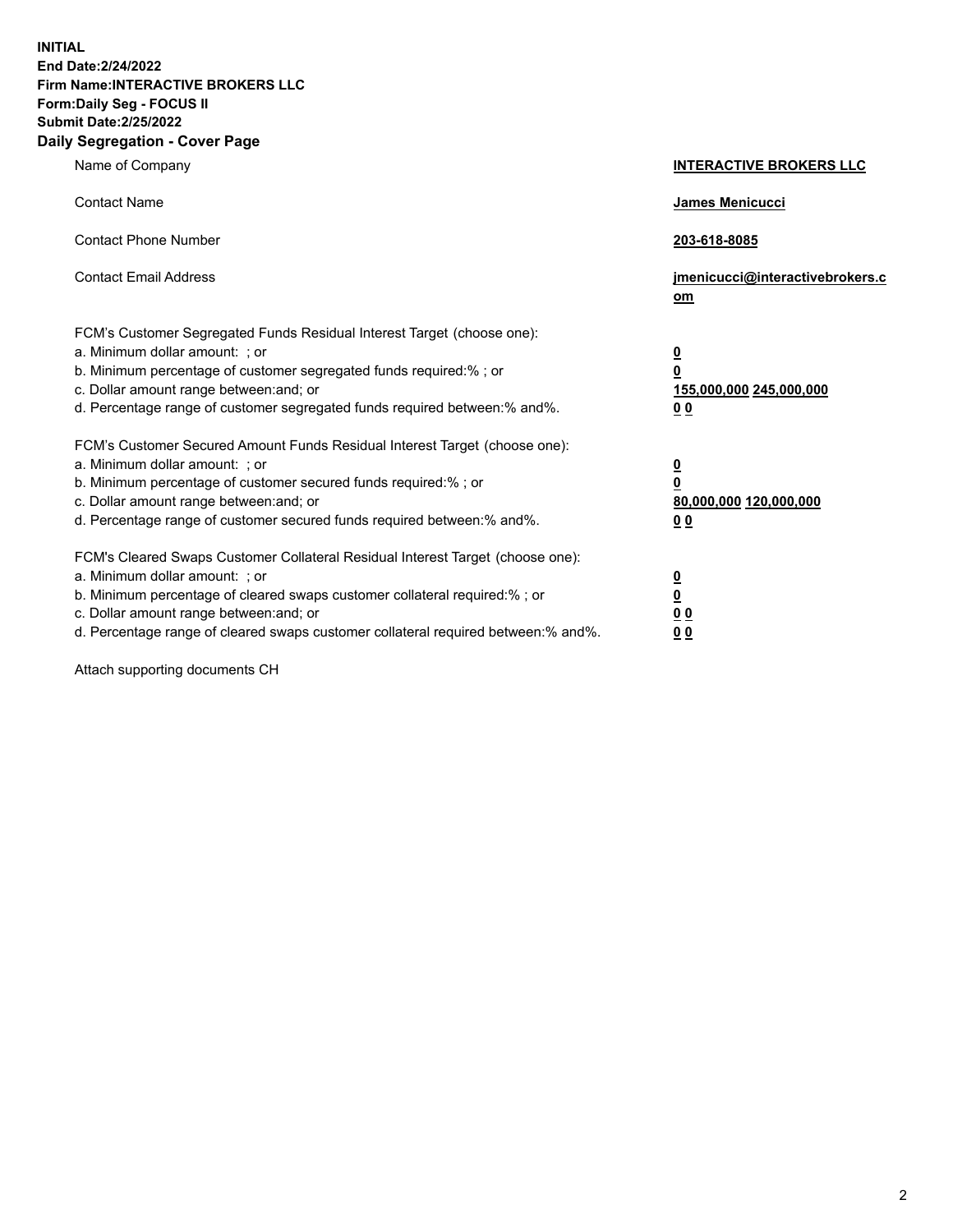**INITIAL**
**End Date:2/24/2022**
**Firm Name:INTERACTIVE BROKERS LLC**
**Form:Daily Seg - FOCUS II**
**Submit Date:2/25/2022**

## Daily Segregation - Cover Page

| | |
|---|---|
| Name of Company | **INTERACTIVE BROKERS LLC** |
| Contact Name | **James Menicucci** |
| Contact Phone Number | **203-618-8085** |
| Contact Email Address | **jmenicucci@interactivebrokers.com** |
| FCM's Customer Segregated Funds Residual Interest Target (choose one): | |
| a. Minimum dollar amount: ; or | **0** |
| b. Minimum percentage of customer segregated funds required:% ; or | **0** |
| c. Dollar amount range between:and; or | **155,000,000 245,000,000** |
| d. Percentage range of customer segregated funds required between:% and%. | **0 0** |
| FCM's Customer Secured Amount Funds Residual Interest Target (choose one): | |
| a. Minimum dollar amount: ; or | **0** |
| b. Minimum percentage of customer secured funds required:% ; or | **0** |
| c. Dollar amount range between:and; or | **80,000,000 120,000,000** |
| d. Percentage range of customer secured funds required between:% and%. | **0 0** |
| FCM's Cleared Swaps Customer Collateral Residual Interest Target (choose one): | |
| a. Minimum dollar amount: ; or | **0** |
| b. Minimum percentage of cleared swaps customer collateral required:% ; or | **0** |
| c. Dollar amount range between:and; or | **0 0** |
| d. Percentage range of cleared swaps customer collateral required between:% and%. | **0 0** |

Attach supporting documents CH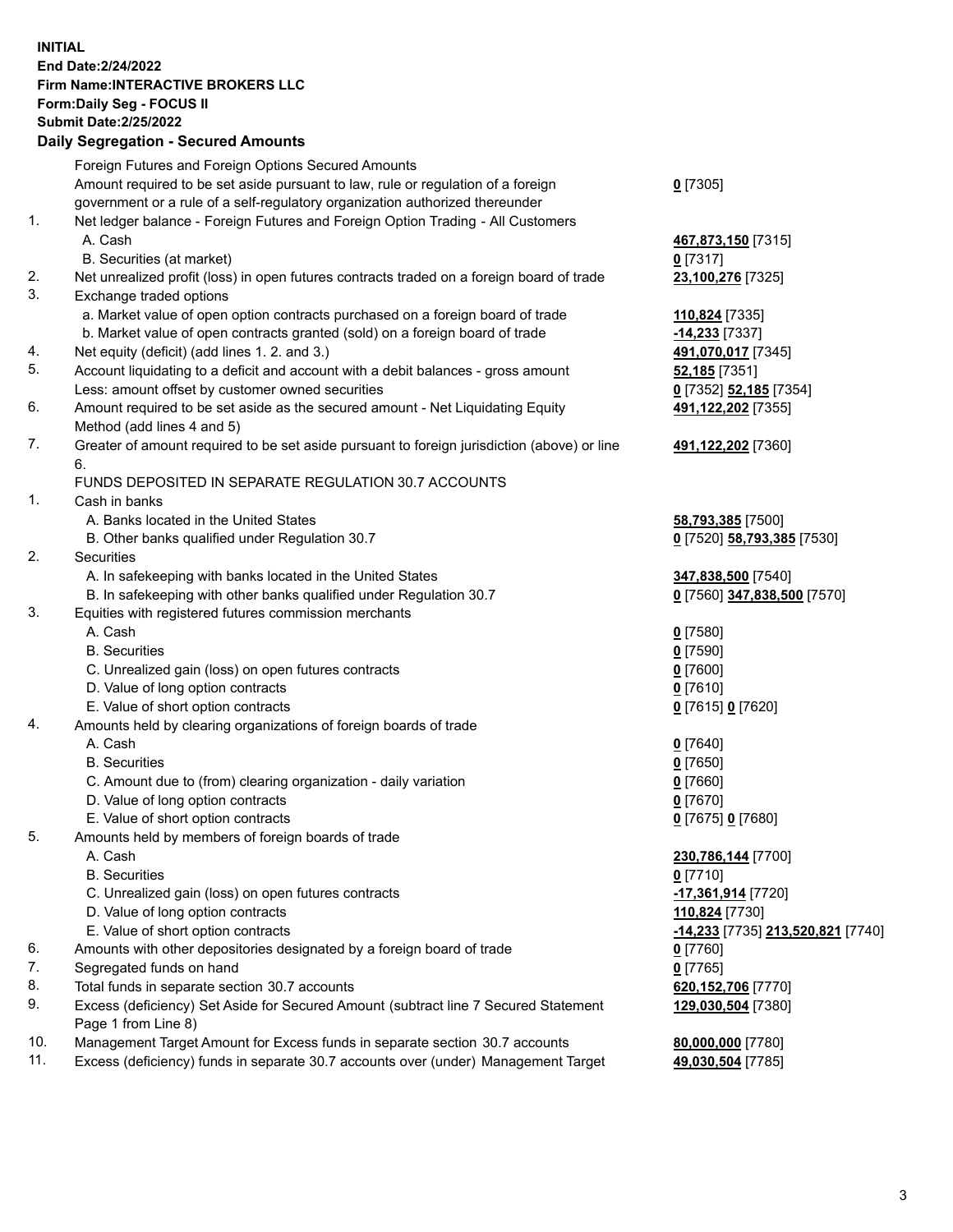**INITIAL**
**End Date:2/24/2022**
**Firm Name:INTERACTIVE BROKERS LLC**
**Form:Daily Seg - FOCUS II**
**Submit Date:2/25/2022**

## Daily Segregation - Secured Amounts

| | | |
|---|---|---|
| | Foreign Futures and Foreign Options Secured Amounts | |
| | Amount required to be set aside pursuant to law, rule or regulation of a foreign government or a rule of a self-regulatory organization authorized thereunder | **0** [7305] |
| 1. | Net ledger balance - Foreign Futures and Foreign Option Trading - All Customers | |
| | A. Cash | **467,873,150** [7315] |
| | B. Securities (at market) | **0** [7317] |
| 2. | Net unrealized profit (loss) in open futures contracts traded on a foreign board of trade | **23,100,276** [7325] |
| 3. | Exchange traded options | |
| | a. Market value of open option contracts purchased on a foreign board of trade | **110,824** [7335] |
| | b. Market value of open contracts granted (sold) on a foreign board of trade | **-14,233** [7337] |
| 4. | Net equity (deficit) (add lines 1. 2. and 3.) | **491,070,017** [7345] |
| 5. | Account liquidating to a deficit and account with a debit balances - gross amount | **52,185** [7351] |
| | Less: amount offset by customer owned securities | **0** [7352] **52,185** [7354] |
| 6. | Amount required to be set aside as the secured amount - Net Liquidating Equity Method (add lines 4 and 5) | **491,122,202** [7355] |
| 7. | Greater of amount required to be set aside pursuant to foreign jurisdiction (above) or line 6. | **491,122,202** [7360] |
| | FUNDS DEPOSITED IN SEPARATE REGULATION 30.7 ACCOUNTS | |
| 1. | Cash in banks | |
| | A. Banks located in the United States | **58,793,385** [7500] |
| | B. Other banks qualified under Regulation 30.7 | **0** [7520] **58,793,385** [7530] |
| 2. | Securities | |
| | A. In safekeeping with banks located in the United States | **347,838,500** [7540] |
| | B. In safekeeping with other banks qualified under Regulation 30.7 | **0** [7560] **347,838,500** [7570] |
| 3. | Equities with registered futures commission merchants | |
| | A. Cash | **0** [7580] |
| | B. Securities | **0** [7590] |
| | C. Unrealized gain (loss) on open futures contracts | **0** [7600] |
| | D. Value of long option contracts | **0** [7610] |
| | E. Value of short option contracts | **0** [7615] **0** [7620] |
| 4. | Amounts held by clearing organizations of foreign boards of trade | |
| | A. Cash | **0** [7640] |
| | B. Securities | **0** [7650] |
| | C. Amount due to (from) clearing organization - daily variation | **0** [7660] |
| | D. Value of long option contracts | **0** [7670] |
| | E. Value of short option contracts | **0** [7675] **0** [7680] |
| 5. | Amounts held by members of foreign boards of trade | |
| | A. Cash | **230,786,144** [7700] |
| | B. Securities | **0** [7710] |
| | C. Unrealized gain (loss) on open futures contracts | **-17,361,914** [7720] |
| | D. Value of long option contracts | **110,824** [7730] |
| | E. Value of short option contracts | **-14,233** [7735] **213,520,821** [7740] |
| 6. | Amounts with other depositories designated by a foreign board of trade | **0** [7760] |
| 7. | Segregated funds on hand | **0** [7765] |
| 8. | Total funds in separate section 30.7 accounts | **620,152,706** [7770] |
| 9. | Excess (deficiency) Set Aside for Secured Amount (subtract line 7 Secured Statement Page 1 from Line 8) | **129,030,504** [7380] |
| 10. | Management Target Amount for Excess funds in separate section 30.7 accounts | **80,000,000** [7780] |
| 11. | Excess (deficiency) funds in separate 30.7 accounts over (under) Management Target | **49,030,504** [7785] |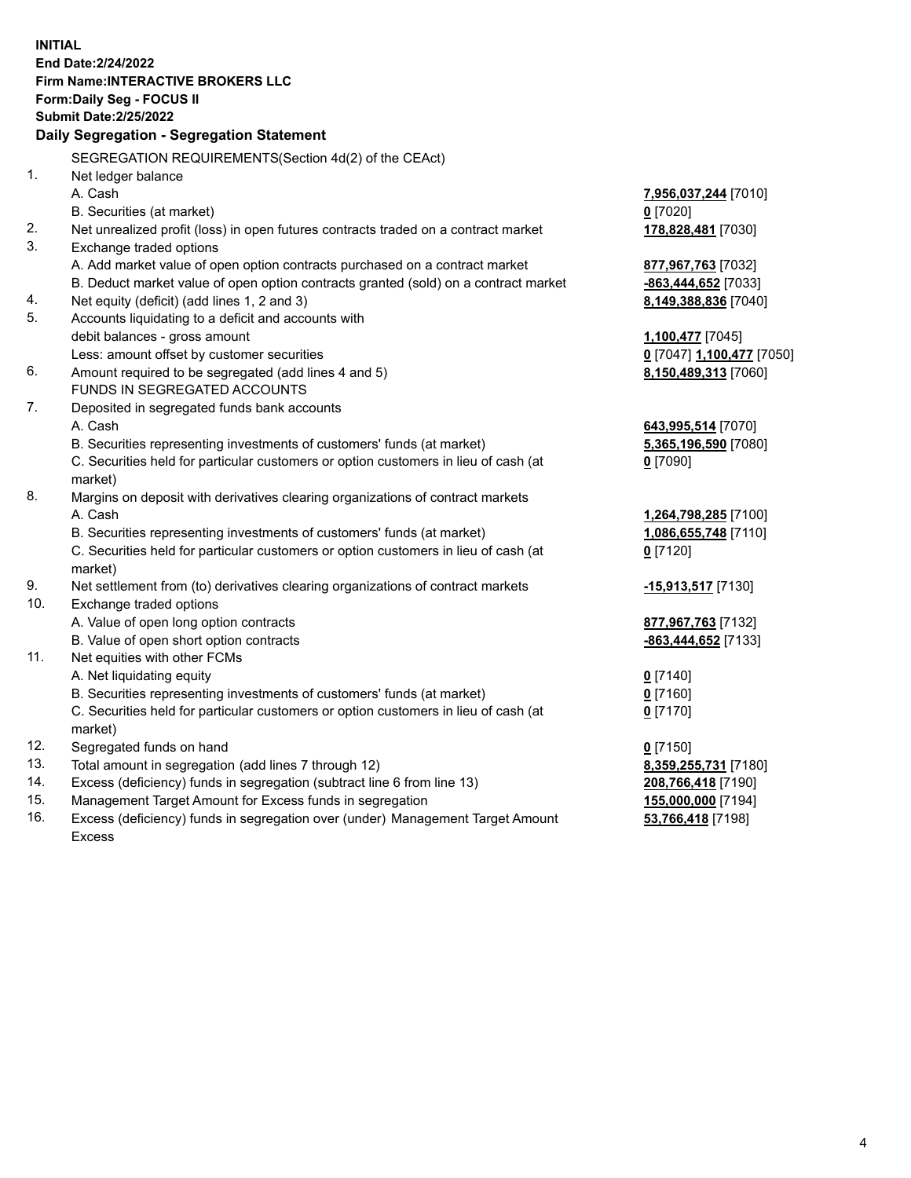**INITIAL**
**End Date:2/24/2022**
**Firm Name:INTERACTIVE BROKERS LLC**
**Form:Daily Seg - FOCUS II**
**Submit Date:2/25/2022**

## Daily Segregation - Segregation Statement

SEGREGATION REQUIREMENTS(Section 4d(2) of the CEAct)

| | | |
|---|---|---|
| 1. | Net ledger balance | |
| | A. Cash | **7,956,037,244** [7010] |
| | B. Securities (at market) | **0** [7020] |
| 2. | Net unrealized profit (loss) in open futures contracts traded on a contract market | **178,828,481** [7030] |
| 3. | Exchange traded options | |
| | A. Add market value of open option contracts purchased on a contract market | **877,967,763** [7032] |
| | B. Deduct market value of open option contracts granted (sold) on a contract market | **-863,444,652** [7033] |
| 4. | Net equity (deficit) (add lines 1, 2 and 3) | **8,149,388,836** [7040] |
| 5. | Accounts liquidating to a deficit and accounts with debit balances - gross amount | **1,100,477** [7045] |
| | Less: amount offset by customer securities | **0** [7047] **1,100,477** [7050] |
| 6. | Amount required to be segregated (add lines 4 and 5) | **8,150,489,313** [7060] |
| | FUNDS IN SEGREGATED ACCOUNTS | |
| 7. | Deposited in segregated funds bank accounts | |
| | A. Cash | **643,995,514** [7070] |
| | B. Securities representing investments of customers' funds (at market) | **5,365,196,590** [7080] |
| | C. Securities held for particular customers or option customers in lieu of cash (at market) | **0** [7090] |
| 8. | Margins on deposit with derivatives clearing organizations of contract markets | |
| | A. Cash | **1,264,798,285** [7100] |
| | B. Securities representing investments of customers' funds (at market) | **1,086,655,748** [7110] |
| | C. Securities held for particular customers or option customers in lieu of cash (at market) | **0** [7120] |
| 9. | Net settlement from (to) derivatives clearing organizations of contract markets | **-15,913,517** [7130] |
| 10. | Exchange traded options | |
| | A. Value of open long option contracts | **877,967,763** [7132] |
| | B. Value of open short option contracts | **-863,444,652** [7133] |
| 11. | Net equities with other FCMs | |
| | A. Net liquidating equity | **0** [7140] |
| | B. Securities representing investments of customers' funds (at market) | **0** [7160] |
| | C. Securities held for particular customers or option customers in lieu of cash (at market) | **0** [7170] |
| 12. | Segregated funds on hand | **0** [7150] |
| 13. | Total amount in segregation (add lines 7 through 12) | **8,359,255,731** [7180] |
| 14. | Excess (deficiency) funds in segregation (subtract line 6 from line 13) | **208,766,418** [7190] |
| 15. | Management Target Amount for Excess funds in segregation | **155,000,000** [7194] |
| 16. | Excess (deficiency) funds in segregation over (under) Management Target Amount Excess | **53,766,418** [7198] |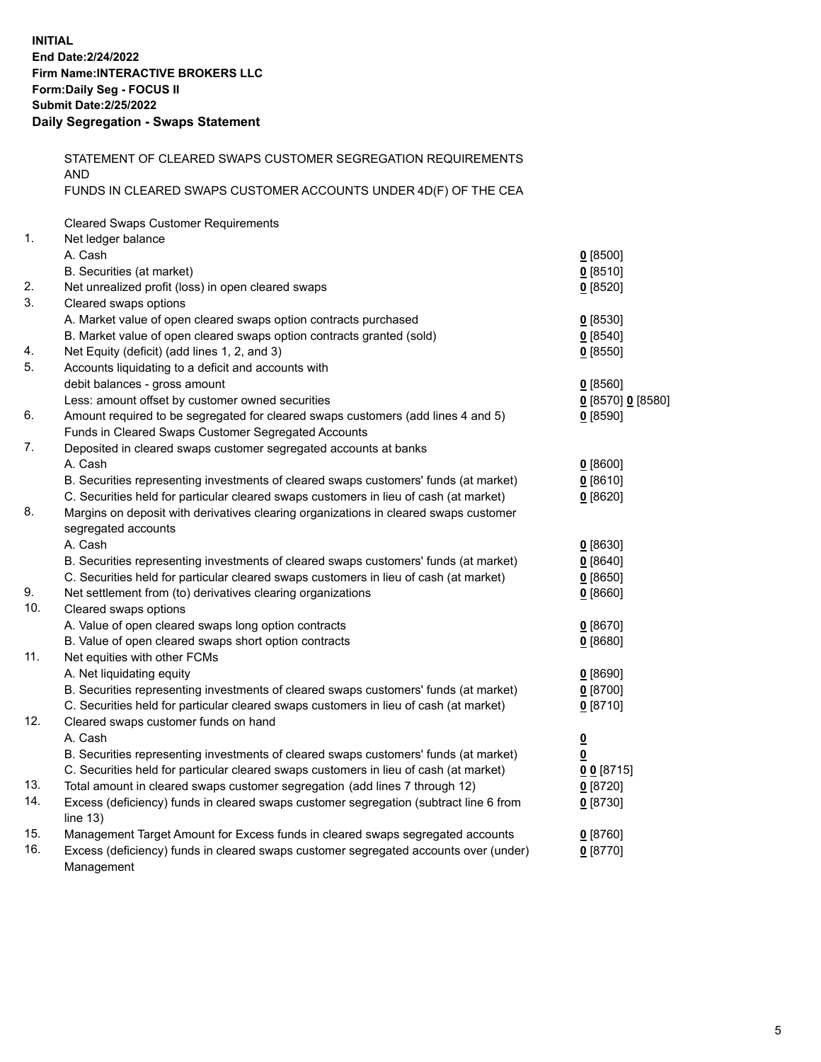**INITIAL**
**End Date:2/24/2022**
**Firm Name:INTERACTIVE BROKERS LLC**
**Form:Daily Seg - FOCUS II**
**Submit Date:2/25/2022**
**Daily Segregation - Swaps Statement**

STATEMENT OF CLEARED SWAPS CUSTOMER SEGREGATION REQUIREMENTS AND FUNDS IN CLEARED SWAPS CUSTOMER ACCOUNTS UNDER 4D(F) OF THE CEA

| | | |
|---|---|---|
| | Cleared Swaps Customer Requirements | |
| 1. | Net ledger balance | |
| | A. Cash | 0 [8500] |
| | B. Securities (at market) | 0 [8510] |
| 2. | Net unrealized profit (loss) in open cleared swaps | 0 [8520] |
| 3. | Cleared swaps options | |
| | A. Market value of open cleared swaps option contracts purchased | 0 [8530] |
| | B. Market value of open cleared swaps option contracts granted (sold) | 0 [8540] |
| 4. | Net Equity (deficit) (add lines 1, 2, and 3) | 0 [8550] |
| 5. | Accounts liquidating to a deficit and accounts with | |
| | debit balances - gross amount | 0 [8560] |
| | Less: amount offset by customer owned securities | 0 [8570] 0 [8580] |
| 6. | Amount required to be segregated for cleared swaps customers (add lines 4 and 5) | 0 [8590] |
| | Funds in Cleared Swaps Customer Segregated Accounts | |
| 7. | Deposited in cleared swaps customer segregated accounts at banks | |
| | A. Cash | 0 [8600] |
| | B. Securities representing investments of cleared swaps customers' funds (at market) | 0 [8610] |
| | C. Securities held for particular cleared swaps customers in lieu of cash (at market) | 0 [8620] |
| 8. | Margins on deposit with derivatives clearing organizations in cleared swaps customer segregated accounts | |
| | A. Cash | 0 [8630] |
| | B. Securities representing investments of cleared swaps customers' funds (at market) | 0 [8640] |
| | C. Securities held for particular cleared swaps customers in lieu of cash (at market) | 0 [8650] |
| 9. | Net settlement from (to) derivatives clearing organizations | 0 [8660] |
| 10. | Cleared swaps options | |
| | A. Value of open cleared swaps long option contracts | 0 [8670] |
| | B. Value of open cleared swaps short option contracts | 0 [8680] |
| 11. | Net equities with other FCMs | |
| | A. Net liquidating equity | 0 [8690] |
| | B. Securities representing investments of cleared swaps customers' funds (at market) | 0 [8700] |
| | C. Securities held for particular cleared swaps customers in lieu of cash (at market) | 0 [8710] |
| 12. | Cleared swaps customer funds on hand | |
| | A. Cash | 0 |
| | B. Securities representing investments of cleared swaps customers' funds (at market) | 0 |
| | C. Securities held for particular cleared swaps customers in lieu of cash (at market) | 0 0 [8715] |
| 13. | Total amount in cleared swaps customer segregation (add lines 7 through 12) | 0 [8720] |
| 14. | Excess (deficiency) funds in cleared swaps customer segregation (subtract line 6 from line 13) | 0 [8730] |
| 15. | Management Target Amount for Excess funds in cleared swaps segregated accounts | 0 [8760] |
| 16. | Excess (deficiency) funds in cleared swaps customer segregated accounts over (under) Management | 0 [8770] |